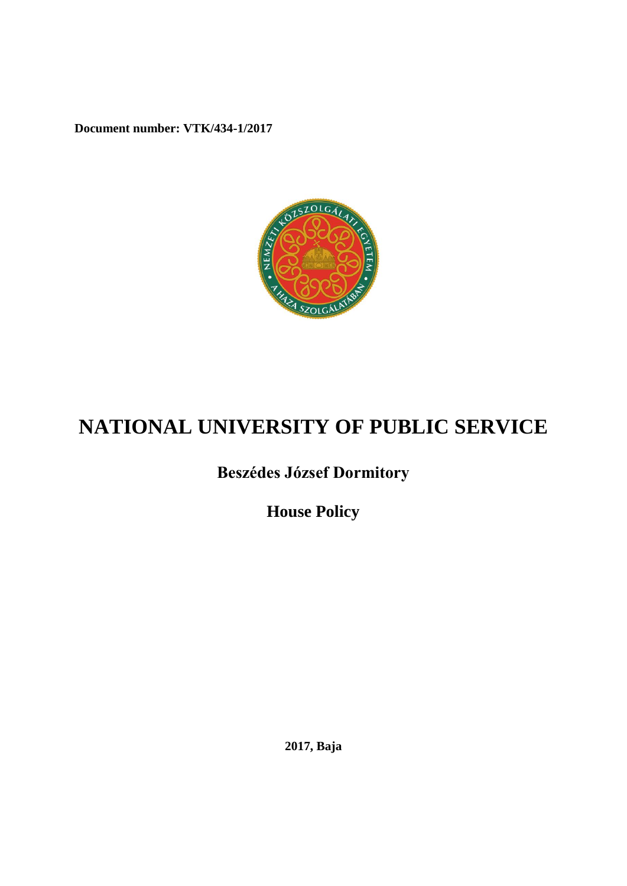**Document number: VTK/434-1/2017**

# NATIONAL UNIVERSITY OF PUBLIC SERVICE

## Beszédes József Dormitory

## House Policy

**2017, Baja**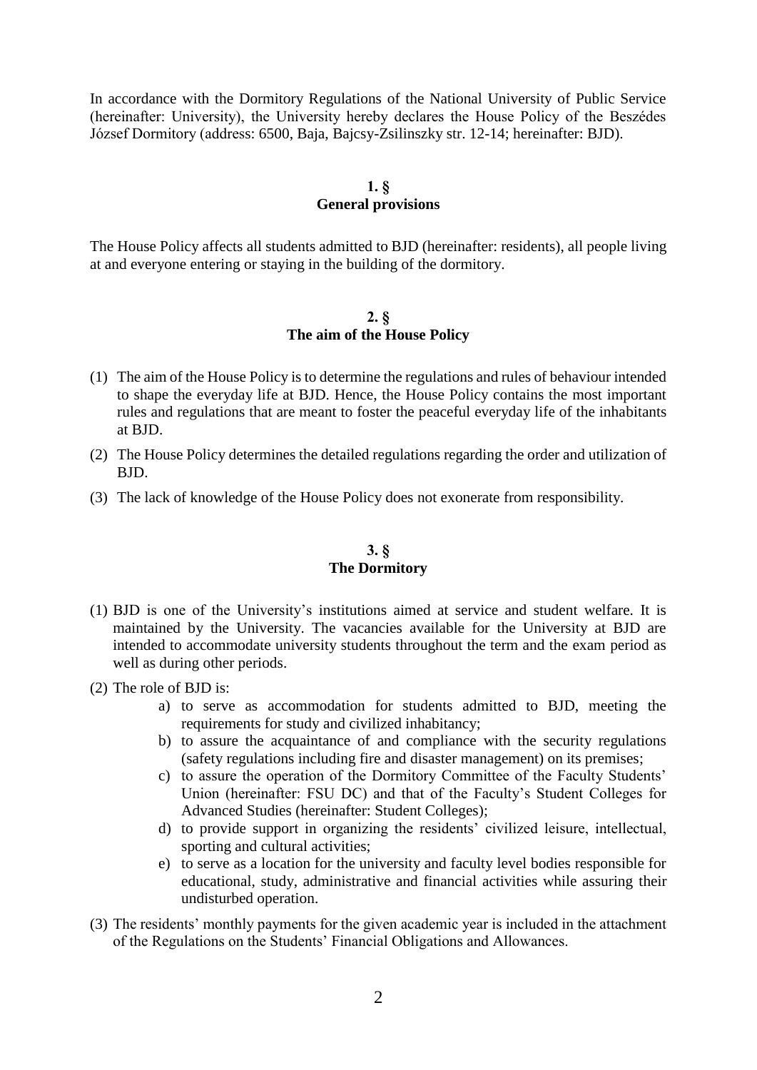In accordance with the Dormitory Regulations of the National University of Public Service (hereinafter: University), the University hereby declares the House Policy of the Beszédes József Dormitory (address: 6500, Baja, Bajcsy-Zsilinszky str. 12-14; hereinafter: BJD).

## 1. §
## General provisions

The House Policy affects all students admitted to BJD (hereinafter: residents), all people living at and everyone entering or staying in the building of the dormitory.

## 2. §
## The aim of the House Policy

(1) The aim of the House Policy is to determine the regulations and rules of behaviour intended to shape the everyday life at BJD. Hence, the House Policy contains the most important rules and regulations that are meant to foster the peaceful everyday life of the inhabitants at BJD.

(2) The House Policy determines the detailed regulations regarding the order and utilization of BJD.

(3) The lack of knowledge of the House Policy does not exonerate from responsibility.

## 3. §
## The Dormitory

(1) BJD is one of the University's institutions aimed at service and student welfare. It is maintained by the University. The vacancies available for the University at BJD are intended to accommodate university students throughout the term and the exam period as well as during other periods.

(2) The role of BJD is:

a) to serve as accommodation for students admitted to BJD, meeting the requirements for study and civilized inhabitancy;

b) to assure the acquaintance of and compliance with the security regulations (safety regulations including fire and disaster management) on its premises;

c) to assure the operation of the Dormitory Committee of the Faculty Students' Union (hereinafter: FSU DC) and that of the Faculty's Student Colleges for Advanced Studies (hereinafter: Student Colleges);

d) to provide support in organizing the residents' civilized leisure, intellectual, sporting and cultural activities;

e) to serve as a location for the university and faculty level bodies responsible for educational, study, administrative and financial activities while assuring their undisturbed operation.

(3) The residents' monthly payments for the given academic year is included in the attachment of the Regulations on the Students' Financial Obligations and Allowances.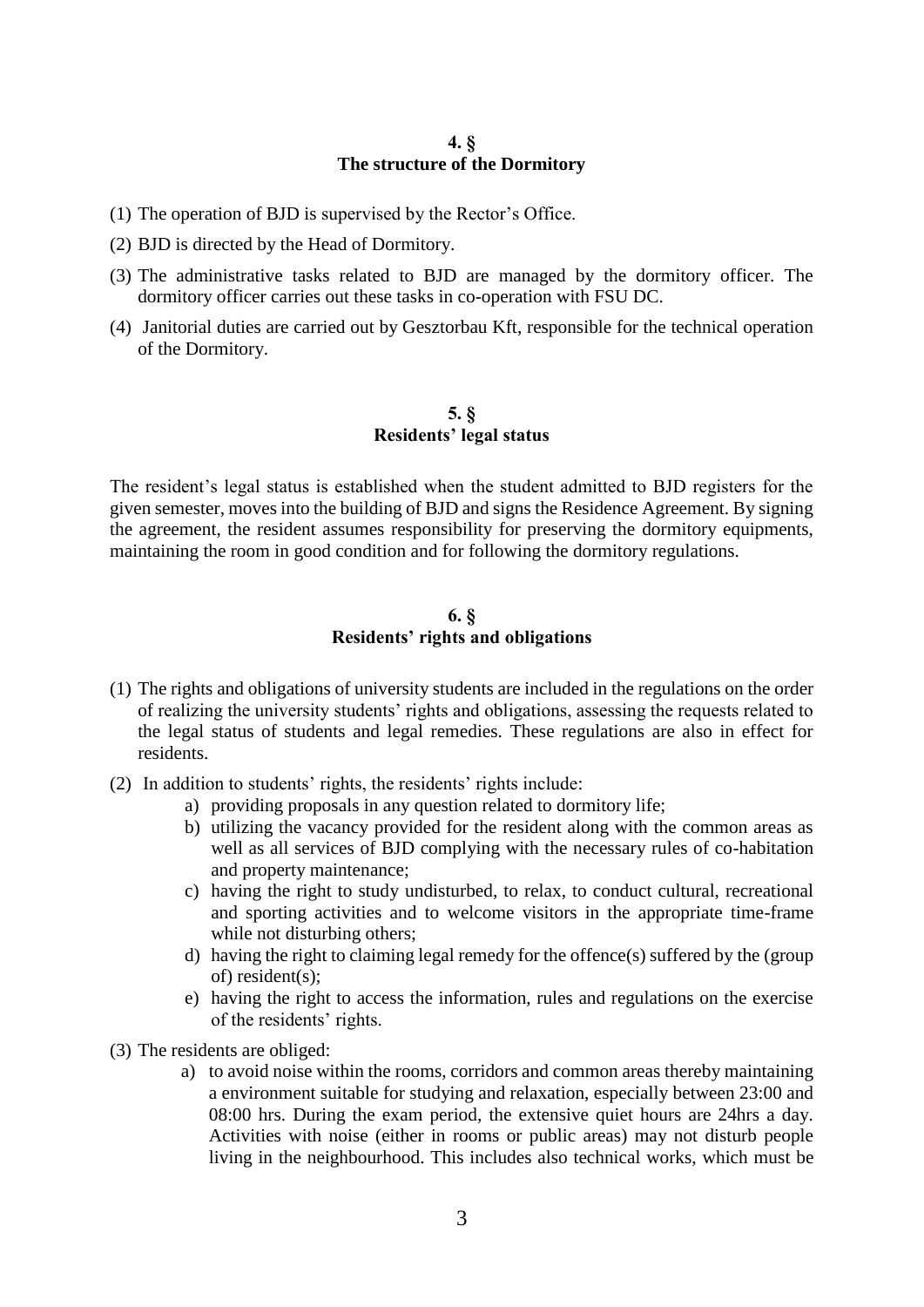## 4. § The structure of the Dormitory

(1) The operation of BJD is supervised by the Rector's Office.

(2) BJD is directed by the Head of Dormitory.

(3) The administrative tasks related to BJD are managed by the dormitory officer. The dormitory officer carries out these tasks in co-operation with FSU DC.

(4) Janitorial duties are carried out by Gesztorbau Kft, responsible for the technical operation of the Dormitory.

## 5. § Residents' legal status

The resident's legal status is established when the student admitted to BJD registers for the given semester, moves into the building of BJD and signs the Residence Agreement. By signing the agreement, the resident assumes responsibility for preserving the dormitory equipments, maintaining the room in good condition and for following the dormitory regulations.

## 6. § Residents' rights and obligations

(1) The rights and obligations of university students are included in the regulations on the order of realizing the university students' rights and obligations, assessing the requests related to the legal status of students and legal remedies. These regulations are also in effect for residents.

(2) In addition to students' rights, the residents' rights include:

   a) providing proposals in any question related to dormitory life;
   b) utilizing the vacancy provided for the resident along with the common areas as well as all services of BJD complying with the necessary rules of co-habitation and property maintenance;
   c) having the right to study undisturbed, to relax, to conduct cultural, recreational and sporting activities and to welcome visitors in the appropriate time-frame while not disturbing others;
   d) having the right to claiming legal remedy for the offence(s) suffered by the (group of) resident(s);
   e) having the right to access the information, rules and regulations on the exercise of the residents' rights.

(3) The residents are obliged:

   a) to avoid noise within the rooms, corridors and common areas thereby maintaining a environment suitable for studying and relaxation, especially between 23:00 and 08:00 hrs. During the exam period, the extensive quiet hours are 24hrs a day. Activities with noise (either in rooms or public areas) may not disturb people living in the neighbourhood. This includes also technical works, which must be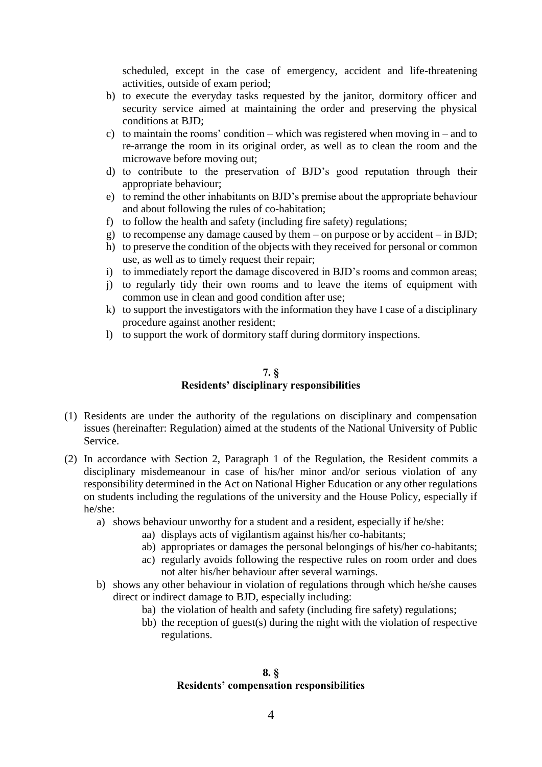scheduled, except in the case of emergency, accident and life-threatening activities, outside of exam period;

b) to execute the everyday tasks requested by the janitor, dormitory officer and security service aimed at maintaining the order and preserving the physical conditions at BJD;
c) to maintain the rooms' condition – which was registered when moving in – and to re-arrange the room in its original order, as well as to clean the room and the microwave before moving out;
d) to contribute to the preservation of BJD's good reputation through their appropriate behaviour;
e) to remind the other inhabitants on BJD's premise about the appropriate behaviour and about following the rules of co-habitation;
f) to follow the health and safety (including fire safety) regulations;
g) to recompense any damage caused by them – on purpose or by accident – in BJD;
h) to preserve the condition of the objects with they received for personal or common use, as well as to timely request their repair;
i) to immediately report the damage discovered in BJD's rooms and common areas;
j) to regularly tidy their own rooms and to leave the items of equipment with common use in clean and good condition after use;
k) to support the investigators with the information they have I case of a disciplinary procedure against another resident;
l) to support the work of dormitory staff during dormitory inspections.

## 7. §
## Residents' disciplinary responsibilities

(1) Residents are under the authority of the regulations on disciplinary and compensation issues (hereinafter: Regulation) aimed at the students of the National University of Public Service.

(2) In accordance with Section 2, Paragraph 1 of the Regulation, the Resident commits a disciplinary misdemeanour in case of his/her minor and/or serious violation of any responsibility determined in the Act on National Higher Education or any other regulations on students including the regulations of the university and the House Policy, especially if he/she:

a) shows behaviour unworthy for a student and a resident, especially if he/she:
   - aa) displays acts of vigilantism against his/her co-habitants;
   - ab) appropriates or damages the personal belongings of his/her co-habitants;
   - ac) regularly avoids following the respective rules on room order and does not alter his/her behaviour after several warnings.

b) shows any other behaviour in violation of regulations through which he/she causes direct or indirect damage to BJD, especially including:
   - ba) the violation of health and safety (including fire safety) regulations;
   - bb) the reception of guest(s) during the night with the violation of respective regulations.

## 8. §
## Residents' compensation responsibilities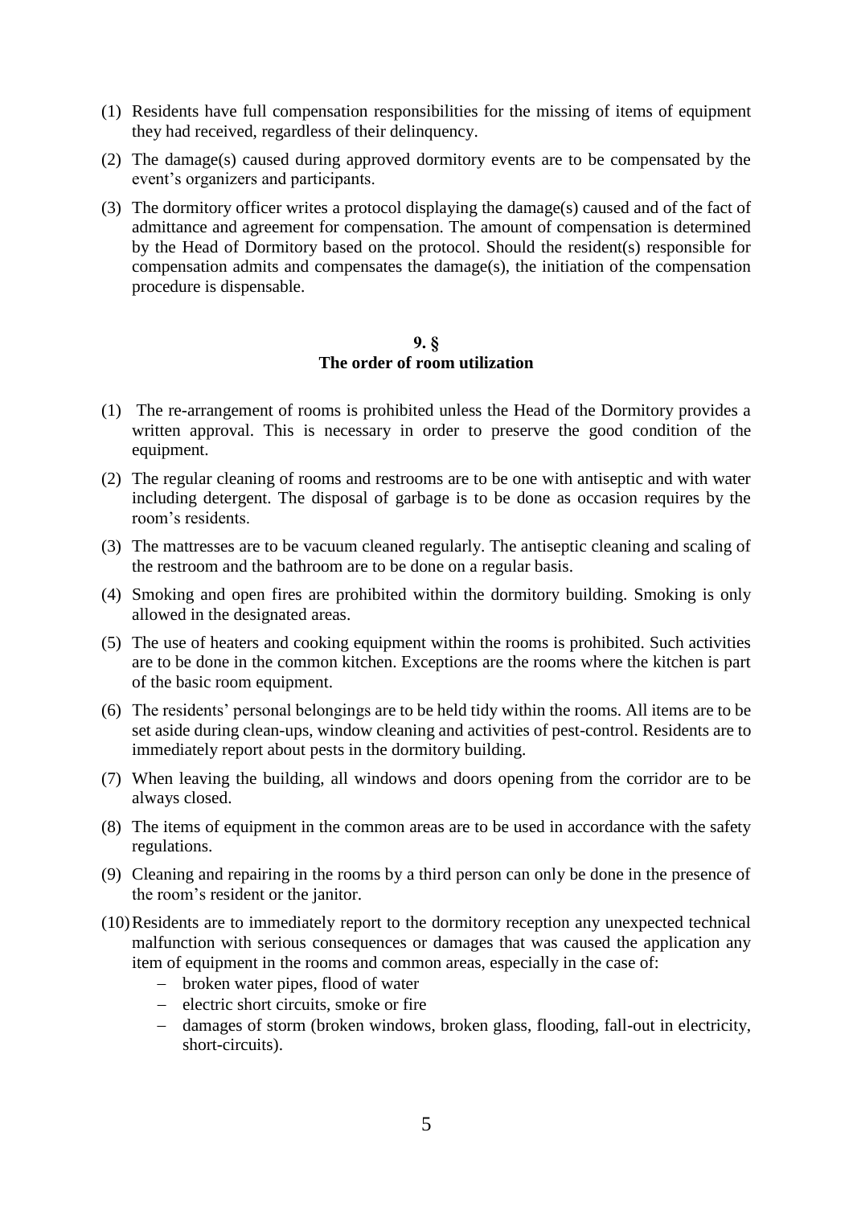(1) Residents have full compensation responsibilities for the missing of items of equipment they had received, regardless of their delinquency.

(2) The damage(s) caused during approved dormitory events are to be compensated by the event's organizers and participants.

(3) The dormitory officer writes a protocol displaying the damage(s) caused and of the fact of admittance and agreement for compensation. The amount of compensation is determined by the Head of Dormitory based on the protocol. Should the resident(s) responsible for compensation admits and compensates the damage(s), the initiation of the compensation procedure is dispensable.

## 9. §
## The order of room utilization

(1) The re-arrangement of rooms is prohibited unless the Head of the Dormitory provides a written approval. This is necessary in order to preserve the good condition of the equipment.

(2) The regular cleaning of rooms and restrooms are to be one with antiseptic and with water including detergent. The disposal of garbage is to be done as occasion requires by the room's residents.

(3) The mattresses are to be vacuum cleaned regularly. The antiseptic cleaning and scaling of the restroom and the bathroom are to be done on a regular basis.

(4) Smoking and open fires are prohibited within the dormitory building. Smoking is only allowed in the designated areas.

(5) The use of heaters and cooking equipment within the rooms is prohibited. Such activities are to be done in the common kitchen. Exceptions are the rooms where the kitchen is part of the basic room equipment.

(6) The residents' personal belongings are to be held tidy within the rooms. All items are to be set aside during clean-ups, window cleaning and activities of pest-control. Residents are to immediately report about pests in the dormitory building.

(7) When leaving the building, all windows and doors opening from the corridor are to be always closed.

(8) The items of equipment in the common areas are to be used in accordance with the safety regulations.

(9) Cleaning and repairing in the rooms by a third person can only be done in the presence of the room's resident or the janitor.

(10) Residents are to immediately report to the dormitory reception any unexpected technical malfunction with serious consequences or damages that was caused the application any item of equipment in the rooms and common areas, especially in the case of:
   - broken water pipes, flood of water
   - electric short circuits, smoke or fire
   - damages of storm (broken windows, broken glass, flooding, fall-out in electricity, short-circuits).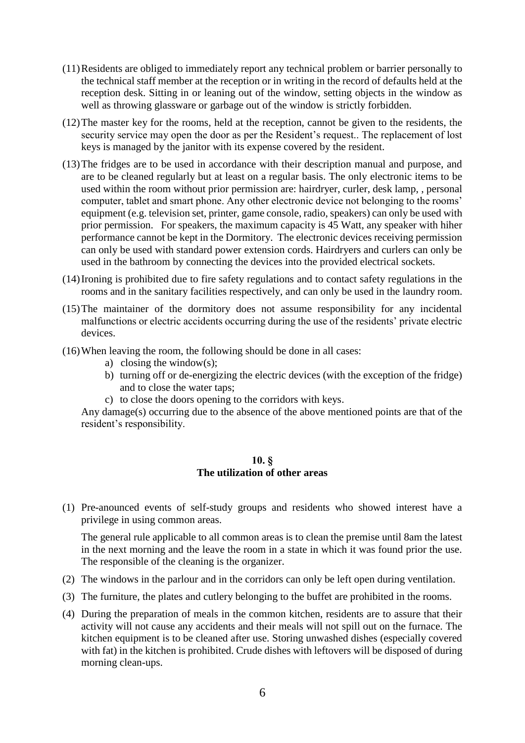(11) Residents are obliged to immediately report any technical problem or barrier personally to the technical staff member at the reception or in writing in the record of defaults held at the reception desk. Sitting in or leaning out of the window, setting objects in the window as well as throwing glassware or garbage out of the window is strictly forbidden.

(12) The master key for the rooms, held at the reception, cannot be given to the residents, the security service may open the door as per the Resident's request.. The replacement of lost keys is managed by the janitor with its expense covered by the resident.

(13) The fridges are to be used in accordance with their description manual and purpose, and are to be cleaned regularly but at least on a regular basis. The only electronic items to be used within the room without prior permission are: hairdryer, curler, desk lamp, , personal computer, tablet and smart phone. Any other electronic device not belonging to the rooms' equipment (e.g. television set, printer, game console, radio, speakers) can only be used with prior permission. For speakers, the maximum capacity is 45 Watt, any speaker with hiher performance cannot be kept in the Dormitory. The electronic devices receiving permission can only be used with standard power extension cords. Hairdryers and curlers can only be used in the bathroom by connecting the devices into the provided electrical sockets.

(14) Ironing is prohibited due to fire safety regulations and to contact safety regulations in the rooms and in the sanitary facilities respectively, and can only be used in the laundry room.

(15) The maintainer of the dormitory does not assume responsibility for any incidental malfunctions or electric accidents occurring during the use of the residents' private electric devices.

(16) When leaving the room, the following should be done in all cases:
  a) closing the window(s);
  b) turning off or de-energizing the electric devices (with the exception of the fridge) and to close the water taps;
  c) to close the doors opening to the corridors with keys.

Any damage(s) occurring due to the absence of the above mentioned points are that of the resident's responsibility.

## 10. §
## The utilization of other areas

(1) Pre-anounced events of self-study groups and residents who showed interest have a privilege in using common areas.

The general rule applicable to all common areas is to clean the premise until 8am the latest in the next morning and the leave the room in a state in which it was found prior the use. The responsible of the cleaning is the organizer.

(2) The windows in the parlour and in the corridors can only be left open during ventilation.

(3) The furniture, the plates and cutlery belonging to the buffet are prohibited in the rooms.

(4) During the preparation of meals in the common kitchen, residents are to assure that their activity will not cause any accidents and their meals will not spill out on the furnace. The kitchen equipment is to be cleaned after use. Storing unwashed dishes (especially covered with fat) in the kitchen is prohibited. Crude dishes with leftovers will be disposed of during morning clean-ups.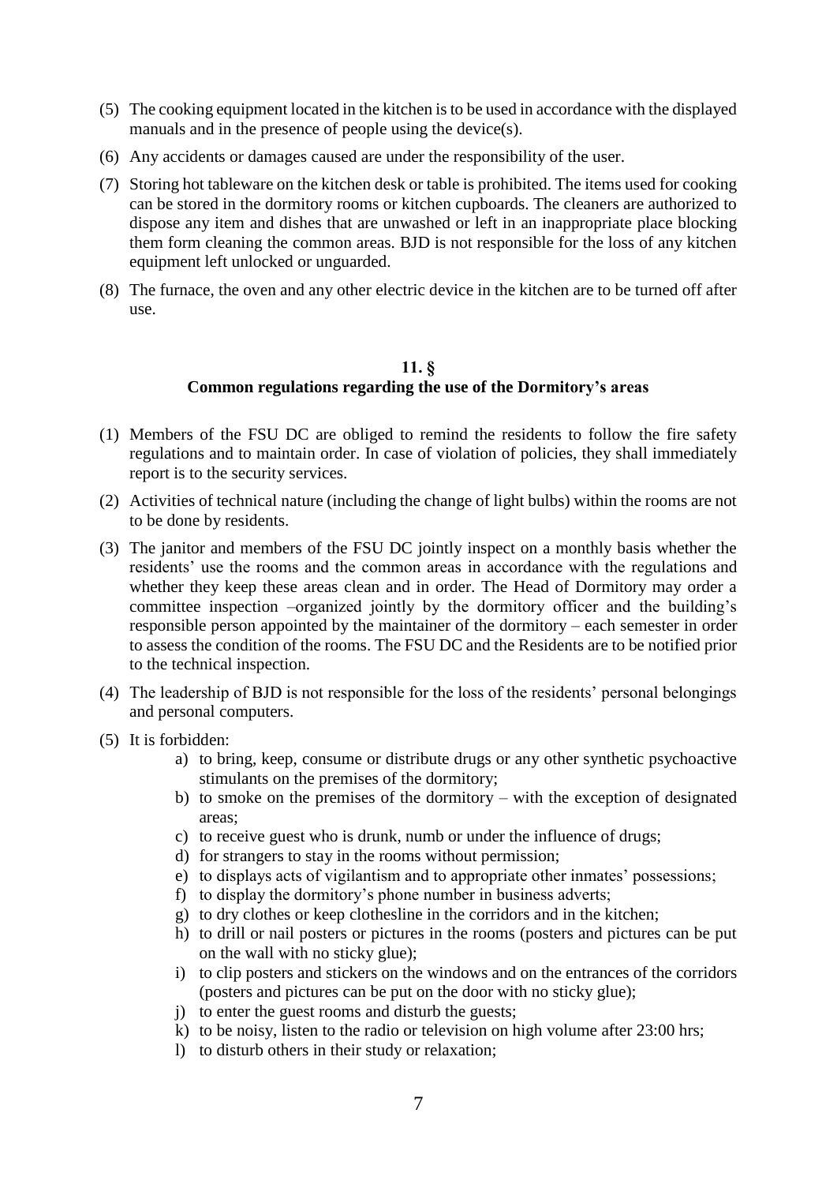(5) The cooking equipment located in the kitchen is to be used in accordance with the displayed manuals and in the presence of people using the device(s).

(6) Any accidents or damages caused are under the responsibility of the user.

(7) Storing hot tableware on the kitchen desk or table is prohibited. The items used for cooking can be stored in the dormitory rooms or kitchen cupboards. The cleaners are authorized to dispose any item and dishes that are unwashed or left in an inappropriate place blocking them form cleaning the common areas. BJD is not responsible for the loss of any kitchen equipment left unlocked or unguarded.

(8) The furnace, the oven and any other electric device in the kitchen are to be turned off after use.

## 11. §
## Common regulations regarding the use of the Dormitory's areas

(1) Members of the FSU DC are obliged to remind the residents to follow the fire safety regulations and to maintain order. In case of violation of policies, they shall immediately report is to the security services.

(2) Activities of technical nature (including the change of light bulbs) within the rooms are not to be done by residents.

(3) The janitor and members of the FSU DC jointly inspect on a monthly basis whether the residents' use the rooms and the common areas in accordance with the regulations and whether they keep these areas clean and in order. The Head of Dormitory may order a committee inspection –organized jointly by the dormitory officer and the building's responsible person appointed by the maintainer of the dormitory – each semester in order to assess the condition of the rooms. The FSU DC and the Residents are to be notified prior to the technical inspection.

(4) The leadership of BJD is not responsible for the loss of the residents' personal belongings and personal computers.

(5) It is forbidden:
   a) to bring, keep, consume or distribute drugs or any other synthetic psychoactive stimulants on the premises of the dormitory;
   b) to smoke on the premises of the dormitory – with the exception of designated areas;
   c) to receive guest who is drunk, numb or under the influence of drugs;
   d) for strangers to stay in the rooms without permission;
   e) to displays acts of vigilantism and to appropriate other inmates' possessions;
   f) to display the dormitory's phone number in business adverts;
   g) to dry clothes or keep clothesline in the corridors and in the kitchen;
   h) to drill or nail posters or pictures in the rooms (posters and pictures can be put on the wall with no sticky glue);
   i) to clip posters and stickers on the windows and on the entrances of the corridors (posters and pictures can be put on the door with no sticky glue);
   j) to enter the guest rooms and disturb the guests;
   k) to be noisy, listen to the radio or television on high volume after 23:00 hrs;
   l) to disturb others in their study or relaxation;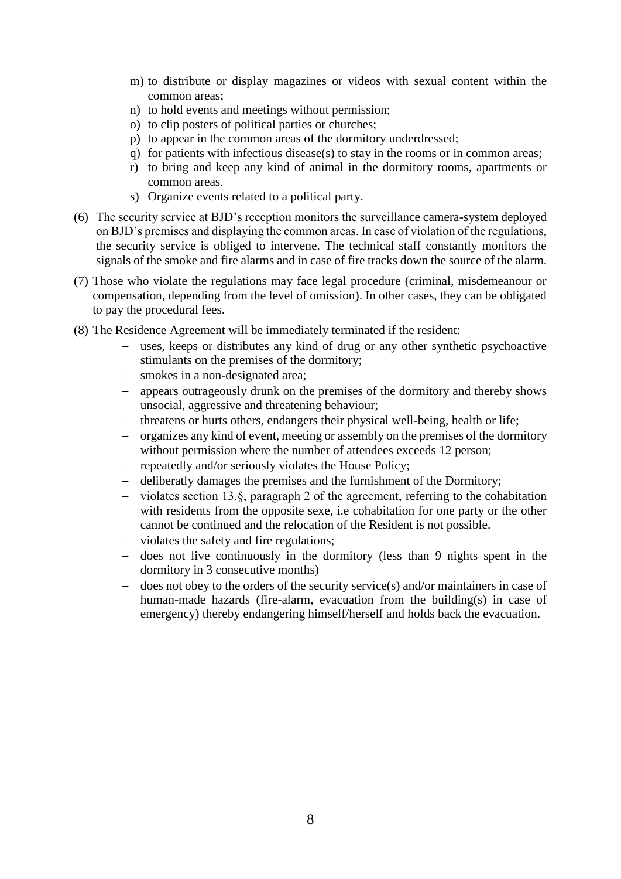m) to distribute or display magazines or videos with sexual content within the common areas;
n) to hold events and meetings without permission;
o) to clip posters of political parties or churches;
p) to appear in the common areas of the dormitory underdressed;
q) for patients with infectious disease(s) to stay in the rooms or in common areas;
r) to bring and keep any kind of animal in the dormitory rooms, apartments or common areas.
s) Organize events related to a political party.

(6) The security service at BJD's reception monitors the surveillance camera-system deployed on BJD's premises and displaying the common areas. In case of violation of the regulations, the security service is obliged to intervene. The technical staff constantly monitors the signals of the smoke and fire alarms and in case of fire tracks down the source of the alarm.

(7) Those who violate the regulations may face legal procedure (criminal, misdemeanour or compensation, depending from the level of omission). In other cases, they can be obligated to pay the procedural fees.

(8) The Residence Agreement will be immediately terminated if the resident:

- uses, keeps or distributes any kind of drug or any other synthetic psychoactive stimulants on the premises of the dormitory;
- smokes in a non-designated area;
- appears outrageously drunk on the premises of the dormitory and thereby shows unsocial, aggressive and threatening behaviour;
- threatens or hurts others, endangers their physical well-being, health or life;
- organizes any kind of event, meeting or assembly on the premises of the dormitory without permission where the number of attendees exceeds 12 person;
- repeatedly and/or seriously violates the House Policy;
- deliberatly damages the premises and the furnishment of the Dormitory;
- violates section 13.§, paragraph 2 of the agreement, referring to the cohabitation with residents from the opposite sexe, i.e cohabitation for one party or the other cannot be continued and the relocation of the Resident is not possible.
- violates the safety and fire regulations;
- does not live continuously in the dormitory (less than 9 nights spent in the dormitory in 3 consecutive months)
- does not obey to the orders of the security service(s) and/or maintainers in case of human-made hazards (fire-alarm, evacuation from the building(s) in case of emergency) thereby endangering himself/herself and holds back the evacuation.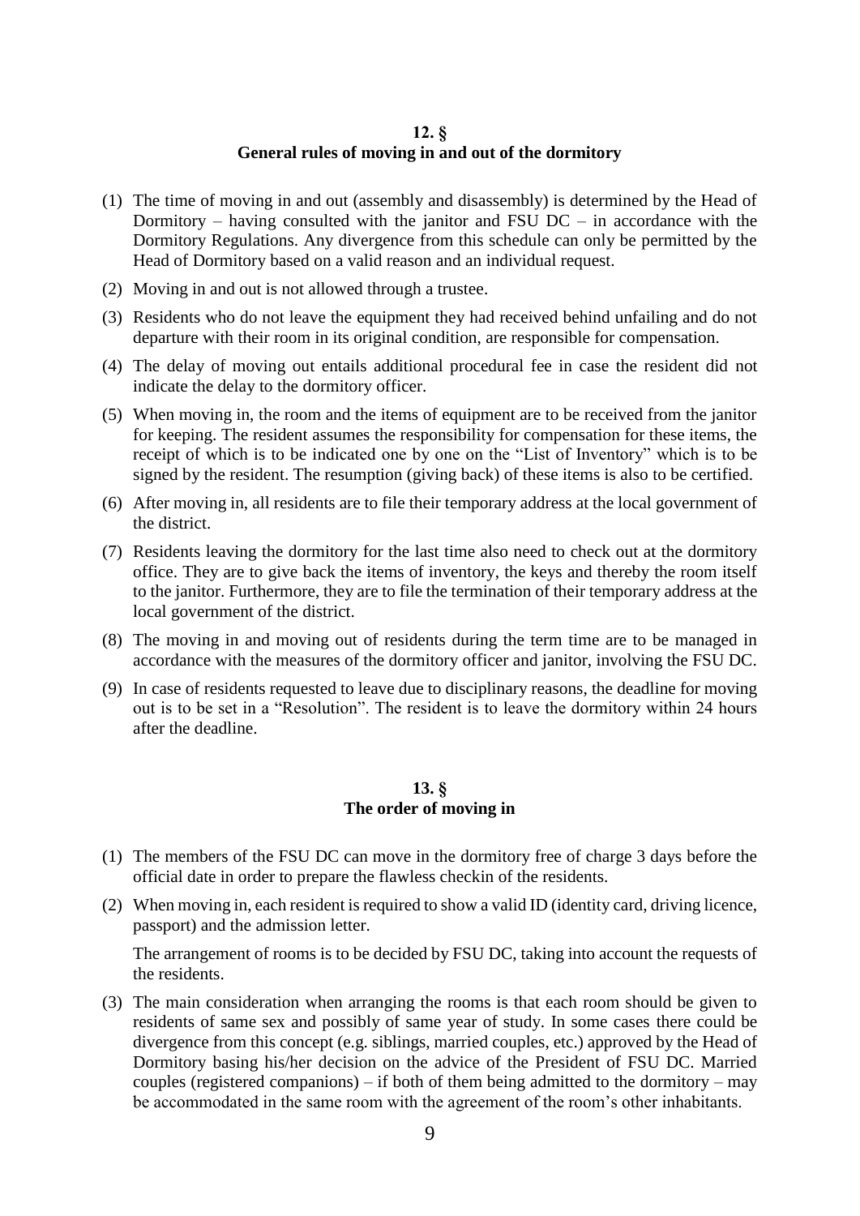## 12. §
## General rules of moving in and out of the dormitory

(1) The time of moving in and out (assembly and disassembly) is determined by the Head of Dormitory – having consulted with the janitor and FSU DC – in accordance with the Dormitory Regulations. Any divergence from this schedule can only be permitted by the Head of Dormitory based on a valid reason and an individual request.

(2) Moving in and out is not allowed through a trustee.

(3) Residents who do not leave the equipment they had received behind unfailing and do not departure with their room in its original condition, are responsible for compensation.

(4) The delay of moving out entails additional procedural fee in case the resident did not indicate the delay to the dormitory officer.

(5) When moving in, the room and the items of equipment are to be received from the janitor for keeping. The resident assumes the responsibility for compensation for these items, the receipt of which is to be indicated one by one on the "List of Inventory" which is to be signed by the resident. The resumption (giving back) of these items is also to be certified.

(6) After moving in, all residents are to file their temporary address at the local government of the district.

(7) Residents leaving the dormitory for the last time also need to check out at the dormitory office. They are to give back the items of inventory, the keys and thereby the room itself to the janitor. Furthermore, they are to file the termination of their temporary address at the local government of the district.

(8) The moving in and moving out of residents during the term time are to be managed in accordance with the measures of the dormitory officer and janitor, involving the FSU DC.

(9) In case of residents requested to leave due to disciplinary reasons, the deadline for moving out is to be set in a "Resolution". The resident is to leave the dormitory within 24 hours after the deadline.

## 13. §
## The order of moving in

(1) The members of the FSU DC can move in the dormitory free of charge 3 days before the official date in order to prepare the flawless checkin of the residents.

(2) When moving in, each resident is required to show a valid ID (identity card, driving licence, passport) and the admission letter.

    The arrangement of rooms is to be decided by FSU DC, taking into account the requests of the residents.

(3) The main consideration when arranging the rooms is that each room should be given to residents of same sex and possibly of same year of study. In some cases there could be divergence from this concept (e.g. siblings, married couples, etc.) approved by the Head of Dormitory basing his/her decision on the advice of the President of FSU DC. Married couples (registered companions) – if both of them being admitted to the dormitory – may be accommodated in the same room with the agreement of the room's other inhabitants.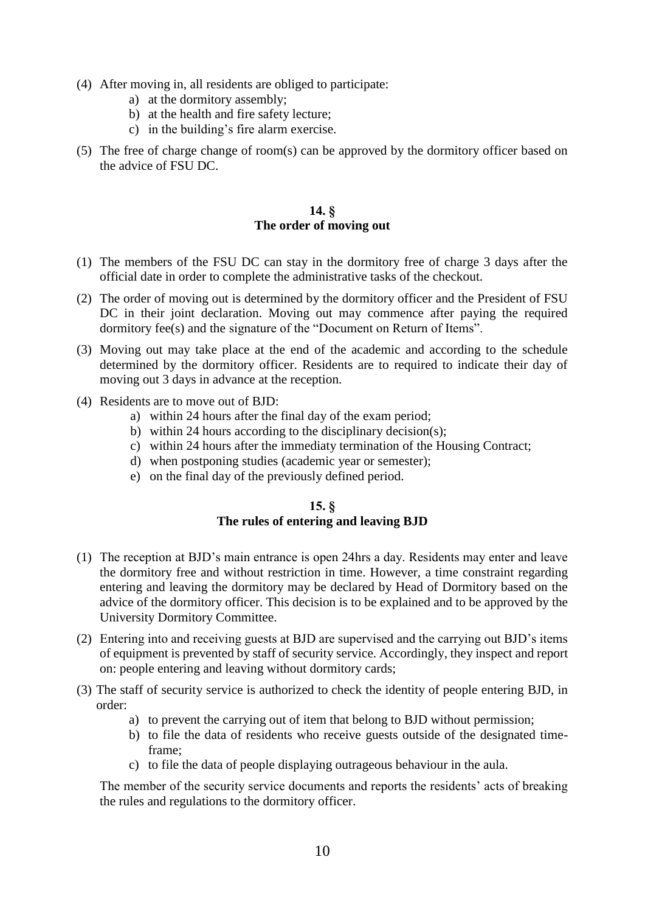(4) After moving in, all residents are obliged to participate:
   a) at the dormitory assembly;
   b) at the health and fire safety lecture;
   c) in the building's fire alarm exercise.

(5) The free of charge change of room(s) can be approved by the dormitory officer based on the advice of FSU DC.

## 14. §
## The order of moving out

(1) The members of the FSU DC can stay in the dormitory free of charge 3 days after the official date in order to complete the administrative tasks of the checkout.

(2) The order of moving out is determined by the dormitory officer and the President of FSU DC in their joint declaration. Moving out may commence after paying the required dormitory fee(s) and the signature of the "Document on Return of Items".

(3) Moving out may take place at the end of the academic and according to the schedule determined by the dormitory officer. Residents are to required to indicate their day of moving out 3 days in advance at the reception.

(4) Residents are to move out of BJD:
   a) within 24 hours after the final day of the exam period;
   b) within 24 hours according to the disciplinary decision(s);
   c) within 24 hours after the immediaty termination of the Housing Contract;
   d) when postponing studies (academic year or semester);
   e) on the final day of the previously defined period.

## 15. §
## The rules of entering and leaving BJD

(1) The reception at BJD's main entrance is open 24hrs a day. Residents may enter and leave the dormitory free and without restriction in time. However, a time constraint regarding entering and leaving the dormitory may be declared by Head of Dormitory based on the advice of the dormitory officer. This decision is to be explained and to be approved by the University Dormitory Committee.

(2) Entering into and receiving guests at BJD are supervised and the carrying out BJD's items of equipment is prevented by staff of security service. Accordingly, they inspect and report on: people entering and leaving without dormitory cards;

(3) The staff of security service is authorized to check the identity of people entering BJD, in order:
   a) to prevent the carrying out of item that belong to BJD without permission;
   b) to file the data of residents who receive guests outside of the designated time-frame;
   c) to file the data of people displaying outrageous behaviour in the aula.

   The member of the security service documents and reports the residents' acts of breaking the rules and regulations to the dormitory officer.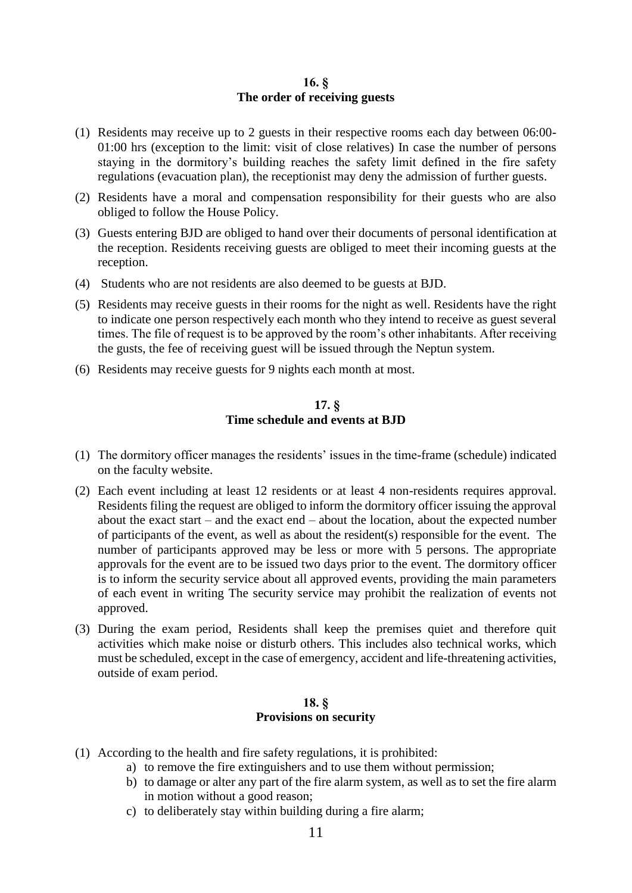## 16. §
## The order of receiving guests

(1) Residents may receive up to 2 guests in their respective rooms each day between 06:00-01:00 hrs (exception to the limit: visit of close relatives) In case the number of persons staying in the dormitory's building reaches the safety limit defined in the fire safety regulations (evacuation plan), the receptionist may deny the admission of further guests.

(2) Residents have a moral and compensation responsibility for their guests who are also obliged to follow the House Policy.

(3) Guests entering BJD are obliged to hand over their documents of personal identification at the reception. Residents receiving guests are obliged to meet their incoming guests at the reception.

(4) Students who are not residents are also deemed to be guests at BJD.

(5) Residents may receive guests in their rooms for the night as well. Residents have the right to indicate one person respectively each month who they intend to receive as guest several times. The file of request is to be approved by the room's other inhabitants. After receiving the gusts, the fee of receiving guest will be issued through the Neptun system.

(6) Residents may receive guests for 9 nights each month at most.

## 17. §
## Time schedule and events at BJD

(1) The dormitory officer manages the residents' issues in the time-frame (schedule) indicated on the faculty website.

(2) Each event including at least 12 residents or at least 4 non-residents requires approval. Residents filing the request are obliged to inform the dormitory officer issuing the approval about the exact start – and the exact end – about the location, about the expected number of participants of the event, as well as about the resident(s) responsible for the event. The number of participants approved may be less or more with 5 persons. The appropriate approvals for the event are to be issued two days prior to the event. The dormitory officer is to inform the security service about all approved events, providing the main parameters of each event in writing The security service may prohibit the realization of events not approved.

(3) During the exam period, Residents shall keep the premises quiet and therefore quit activities which make noise or disturb others. This includes also technical works, which must be scheduled, except in the case of emergency, accident and life-threatening activities, outside of exam period.

## 18. §
## Provisions on security

(1) According to the health and fire safety regulations, it is prohibited:
   a) to remove the fire extinguishers and to use them without permission;
   b) to damage or alter any part of the fire alarm system, as well as to set the fire alarm in motion without a good reason;
   c) to deliberately stay within building during a fire alarm;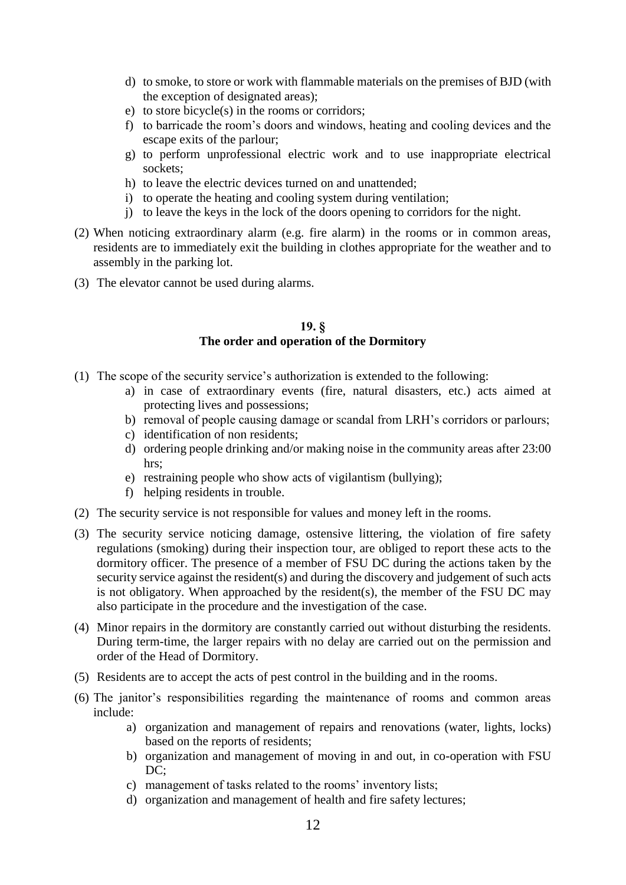d) to smoke, to store or work with flammable materials on the premises of BJD (with the exception of designated areas);
   e) to store bicycle(s) in the rooms or corridors;
   f) to barricade the room's doors and windows, heating and cooling devices and the escape exits of the parlour;
   g) to perform unprofessional electric work and to use inappropriate electrical sockets;
   h) to leave the electric devices turned on and unattended;
   i) to operate the heating and cooling system during ventilation;
   j) to leave the keys in the lock of the doors opening to corridors for the night.

(2) When noticing extraordinary alarm (e.g. fire alarm) in the rooms or in common areas, residents are to immediately exit the building in clothes appropriate for the weather and to assembly in the parking lot.

(3) The elevator cannot be used during alarms.

## 19. §
## The order and operation of the Dormitory

(1) The scope of the security service's authorization is extended to the following:
   a) in case of extraordinary events (fire, natural disasters, etc.) acts aimed at protecting lives and possessions;
   b) removal of people causing damage or scandal from LRH's corridors or parlours;
   c) identification of non residents;
   d) ordering people drinking and/or making noise in the community areas after 23:00 hrs;
   e) restraining people who show acts of vigilantism (bullying);
   f) helping residents in trouble.

(2) The security service is not responsible for values and money left in the rooms.

(3) The security service noticing damage, ostensive littering, the violation of fire safety regulations (smoking) during their inspection tour, are obliged to report these acts to the dormitory officer. The presence of a member of FSU DC during the actions taken by the security service against the resident(s) and during the discovery and judgement of such acts is not obligatory. When approached by the resident(s), the member of the FSU DC may also participate in the procedure and the investigation of the case.

(4) Minor repairs in the dormitory are constantly carried out without disturbing the residents. During term-time, the larger repairs with no delay are carried out on the permission and order of the Head of Dormitory.

(5) Residents are to accept the acts of pest control in the building and in the rooms.

(6) The janitor's responsibilities regarding the maintenance of rooms and common areas include:
   a) organization and management of repairs and renovations (water, lights, locks) based on the reports of residents;
   b) organization and management of moving in and out, in co-operation with FSU DC;
   c) management of tasks related to the rooms' inventory lists;
   d) organization and management of health and fire safety lectures;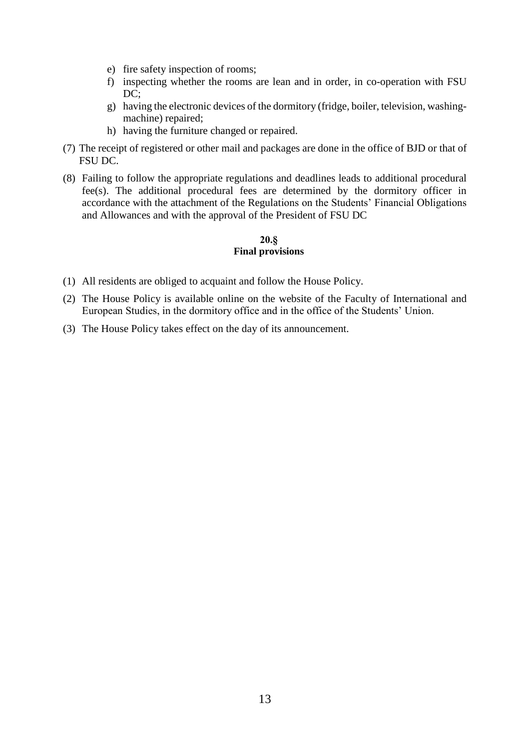e) fire safety inspection of rooms;
f) inspecting whether the rooms are lean and in order, in co-operation with FSU DC;
g) having the electronic devices of the dormitory (fridge, boiler, television, washing-machine) repaired;
h) having the furniture changed or repaired.

(7) The receipt of registered or other mail and packages are done in the office of BJD or that of FSU DC.

(8) Failing to follow the appropriate regulations and deadlines leads to additional procedural fee(s). The additional procedural fees are determined by the dormitory officer in accordance with the attachment of the Regulations on the Students' Financial Obligations and Allowances and with the approval of the President of FSU DC

**20.§**
**Final provisions**

(1) All residents are obliged to acquaint and follow the House Policy.

(2) The House Policy is available online on the website of the Faculty of International and European Studies, in the dormitory office and in the office of the Students' Union.

(3) The House Policy takes effect on the day of its announcement.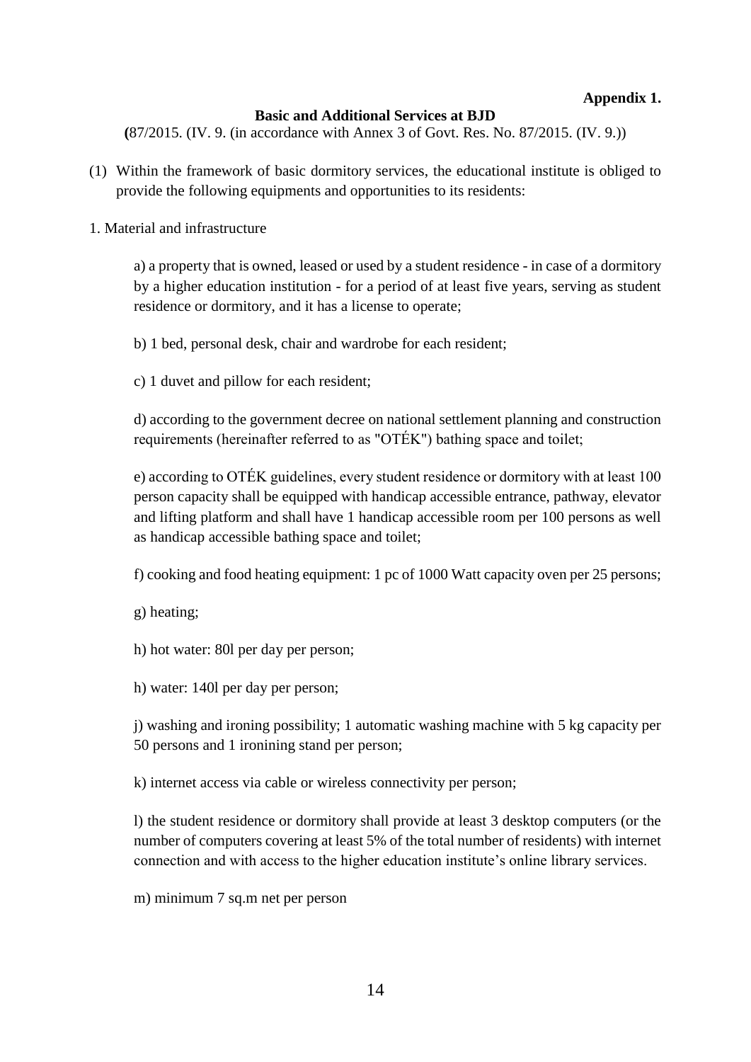**Appendix 1.**

**Basic and Additional Services at BJD**

**(**87/2015. (IV. 9. (in accordance with Annex 3 of Govt. Res. No. 87/2015. (IV. 9.))

(1) Within the framework of basic dormitory services, the educational institute is obliged to provide the following equipments and opportunities to its residents:

1. Material and infrastructure

a) a property that is owned, leased or used by a student residence - in case of a dormitory by a higher education institution - for a period of at least five years, serving as student residence or dormitory, and it has a license to operate;

b) 1 bed, personal desk, chair and wardrobe for each resident;

c) 1 duvet and pillow for each resident;

d) according to the government decree on national settlement planning and construction requirements (hereinafter referred to as "OTÉK") bathing space and toilet;

e) according to OTÉK guidelines, every student residence or dormitory with at least 100 person capacity shall be equipped with handicap accessible entrance, pathway, elevator and lifting platform and shall have 1 handicap accessible room per 100 persons as well as handicap accessible bathing space and toilet;

f) cooking and food heating equipment: 1 pc of 1000 Watt capacity oven per 25 persons;

g) heating;

h) hot water: 80l per day per person;

h) water: 140l per day per person;

j) washing and ironing possibility; 1 automatic washing machine with 5 kg capacity per 50 persons and 1 ironining stand per person;

k) internet access via cable or wireless connectivity per person;

l) the student residence or dormitory shall provide at least 3 desktop computers (or the number of computers covering at least 5% of the total number of residents) with internet connection and with access to the higher education institute's online library services.

m) minimum 7 sq.m net per person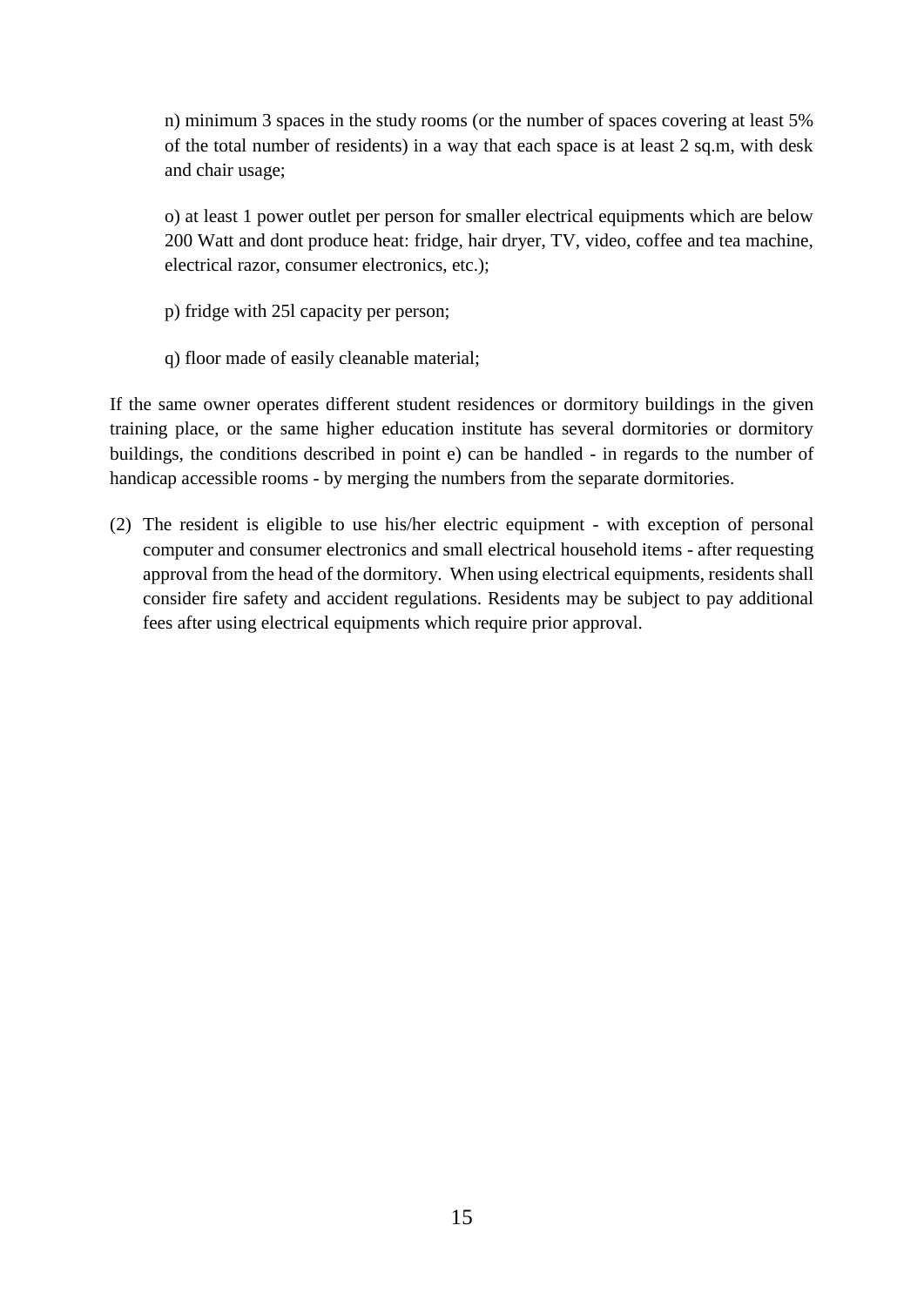n) minimum 3 spaces in the study rooms (or the number of spaces covering at least 5% of the total number of residents) in a way that each space is at least 2 sq.m, with desk and chair usage;

o) at least 1 power outlet per person for smaller electrical equipments which are below 200 Watt and dont produce heat: fridge, hair dryer, TV, video, coffee and tea machine, electrical razor, consumer electronics, etc.);

p) fridge with 25l capacity per person;

q) floor made of easily cleanable material;

If the same owner operates different student residences or dormitory buildings in the given training place, or the same higher education institute has several dormitories or dormitory buildings, the conditions described in point e) can be handled - in regards to the number of handicap accessible rooms - by merging the numbers from the separate dormitories.

(2) The resident is eligible to use his/her electric equipment - with exception of personal computer and consumer electronics and small electrical household items - after requesting approval from the head of the dormitory. When using electrical equipments, residents shall consider fire safety and accident regulations. Residents may be subject to pay additional fees after using electrical equipments which require prior approval.